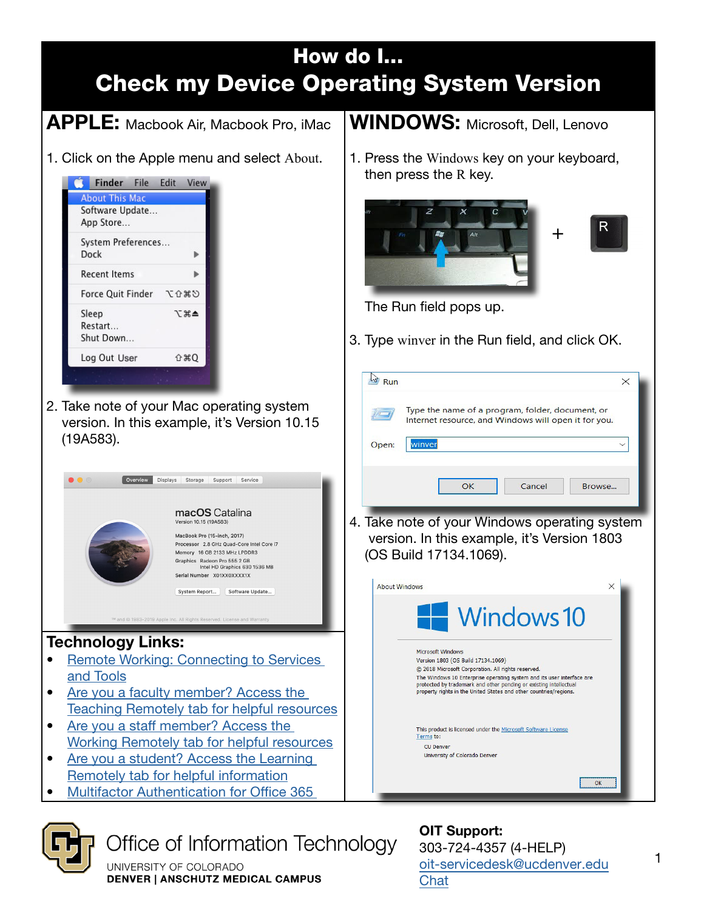# How do I...
# Check my Device Operating System Version

## APPLE: Macbook Air, Macbook Pro, iMac

1. Click on the Apple menu and select About.

2. Take note of your Mac operating system version. In this example, it's Version 10.15 (19A583).

## WINDOWS: Microsoft, Dell, Lenovo

1. Press the Windows key on your keyboard, then press the R key.

   The Run field pops up.

3. Type winver in the Run field, and click OK.

4. Take note of your Windows operating system version. In this example, it's Version 1803 (OS Build 17134.1069).

## Technology Links:

- Remote Working: Connecting to Services and Tools
- Are you a faculty member? Access the Teaching Remotely tab for helpful resources
- Are you a staff member? Access the Working Remotely tab for helpful resources
- Are you a student? Access the Learning Remotely tab for helpful information
- Multifactor Authentication for Office 365

Office of Information Technology
UNIVERSITY OF COLORADO
**DENVER | ANSCHUTZ MEDICAL CAMPUS**

**OIT Support:**
303-724-4357 (4-HELP)
oit-servicedesk@ucdenver.edu
Chat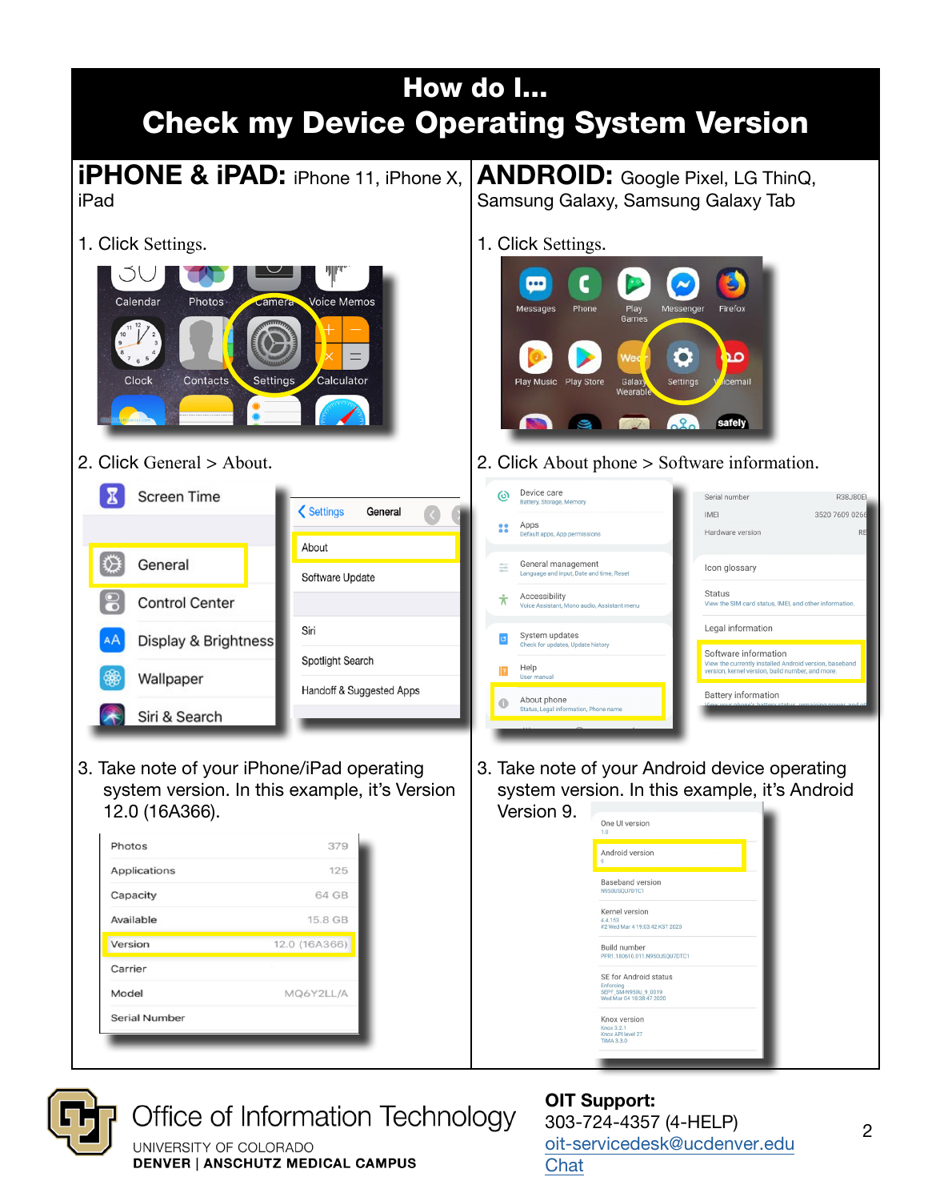# How do I...
# Check my Device Operating System Version

## iPHONE & iPAD: iPhone 11, iPhone X, iPad

1. Click Settings.

2. Click General > About.

3. Take note of your iPhone/iPad operating system version. In this example, it's Version 12.0 (16A366).

## ANDROID: Google Pixel, LG ThinQ, Samsung Galaxy, Samsung Galaxy Tab

1. Click Settings.

2. Click About phone > Software information.

3. Take note of your Android device operating system version. In this example, it's Android Version 9.

Office of Information Technology
UNIVERSITY OF COLORADO
**DENVER | ANSCHUTZ MEDICAL CAMPUS**

**OIT Support:**
303-724-4357 (4-HELP)
oit-servicedesk@ucdenver.edu
Chat